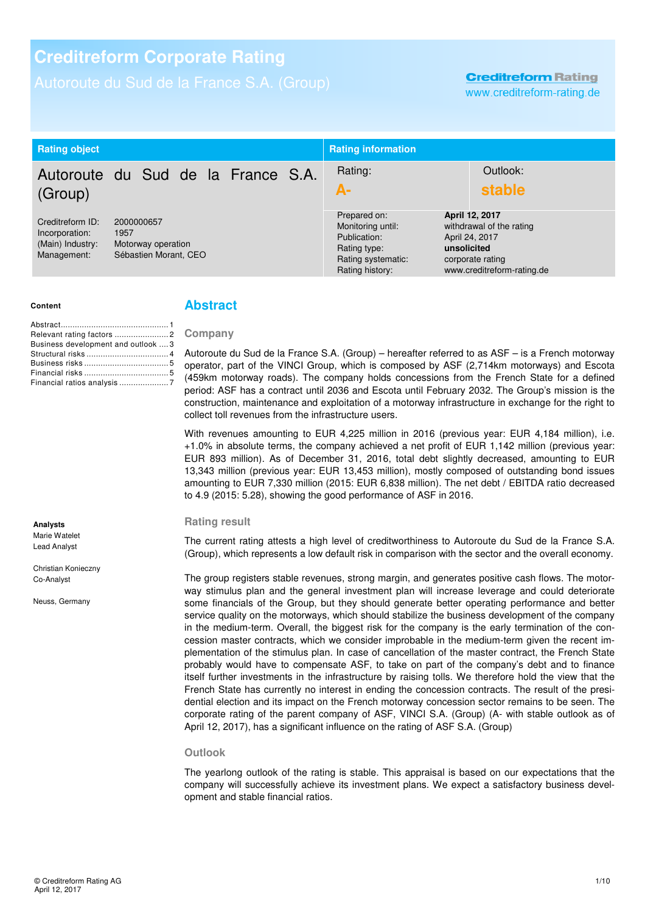# Creditreform Corporate Rating

Autoroute du Sud de la France S.A. (Group)

Creditreform Rating
www.creditreform-rating.de

| Rating object | | Rating information | |
|---|---|---|---|
| **Autoroute du Sud de la France S.A. (Group)** | | Rating: **A-** | Outlook: **stable** |
| Creditreform ID: | 2000000657 | Prepared on: | **April 12, 2017** |
| Incorporation: | 1957 | Monitoring until: | withdrawal of the rating |
| (Main) Industry: | Motorway operation | Publication: | April 24, 2017 |
| Management: | Sébastien Morant, CEO | Rating type: | **unsolicited** |
| | | Rating systematic: | corporate rating |
| | | Rating history: | www.creditreform-rating.de |

**Content**

- Abstract .... 1
- Relevant rating factors .... 2
- Business development and outlook .... 3
- Structural risks .... 4
- Business risks .... 5
- Financial risks .... 5
- Financial ratios analysis .... 7

**Analysts**

Marie Watelet
Lead Analyst

Christian Konieczny
Co-Analyst

Neuss, Germany

## Abstract

### Company

Autoroute du Sud de la France S.A. (Group) – hereafter referred to as ASF – is a French motorway operator, part of the VINCI Group, which is composed by ASF (2,714km motorways) and Escota (459km motorway roads). The company holds concessions from the French State for a defined period: ASF has a contract until 2036 and Escota until February 2032. The Group's mission is the construction, maintenance and exploitation of a motorway infrastructure in exchange for the right to collect toll revenues from the infrastructure users.

With revenues amounting to EUR 4,225 million in 2016 (previous year: EUR 4,184 million), i.e. +1.0% in absolute terms, the company achieved a net profit of EUR 1,142 million (previous year: EUR 893 million). As of December 31, 2016, total debt slightly decreased, amounting to EUR 13,343 million (previous year: EUR 13,453 million), mostly composed of outstanding bond issues amounting to EUR 7,330 million (2015: EUR 6,838 million). The net debt / EBITDA ratio decreased to 4.9 (2015: 5.28), showing the good performance of ASF in 2016.

### Rating result

The current rating attests a high level of creditworthiness to Autoroute du Sud de la France S.A. (Group), which represents a low default risk in comparison with the sector and the overall economy.

The group registers stable revenues, strong margin, and generates positive cash flows. The motorway stimulus plan and the general investment plan will increase leverage and could deteriorate some financials of the Group, but they should generate better operating performance and better service quality on the motorways, which should stabilize the business development of the company in the medium-term. Overall, the biggest risk for the company is the early termination of the concession master contracts, which we consider improbable in the medium-term given the recent implementation of the stimulus plan. In case of cancellation of the master contract, the French State probably would have to compensate ASF, to take on part of the company's debt and to finance itself further investments in the infrastructure by raising tolls. We therefore hold the view that the French State has currently no interest in ending the concession contracts. The result of the presidential election and its impact on the French motorway concession sector remains to be seen. The corporate rating of the parent company of ASF, VINCI S.A. (Group) (A- with stable outlook as of April 12, 2017), has a significant influence on the rating of ASF S.A. (Group)

### Outlook

The yearlong outlook of the rating is stable. This appraisal is based on our expectations that the company will successfully achieve its investment plans. We expect a satisfactory business development and stable financial ratios.

© Creditreform Rating AG
April 12, 2017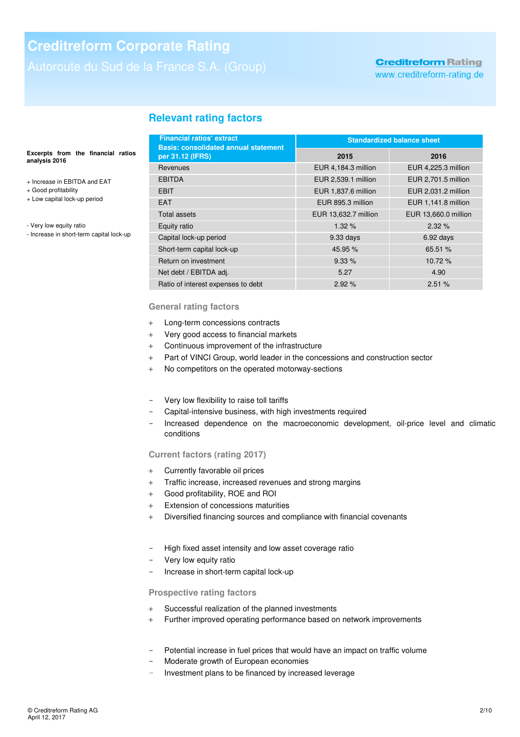## Relevant rating factors

**Excerpts from the financial ratios analysis 2016**

+ Increase in EBITDA and EAT
+ Good profitability
+ Low capital lock-up period

- Very low equity ratio
- Increase in short-term capital lock-up

| Financial ratios' extract<br>Basis: consolidated annual statement per 31.12 (IFRS) | Standardized balance sheet | |
|---|---|---|
| | **2015** | **2016** |
| Revenues | EUR 4,184.3 million | EUR 4,225.3 million |
| EBITDA | EUR 2,539.1 million | EUR 2,701.5 million |
| EBIT | EUR 1,837.6 million | EUR 2,031.2 million |
| EAT | EUR 895.3 million | EUR 1,141.8 million |
| Total assets | EUR 13,632.7 million | EUR 13,660.0 million |
| Equity ratio | 1.32 % | 2.32 % |
| Capital lock-up period | 9.33 days | 6.92 days |
| Short-term capital lock-up | 45.95 % | 65.51 % |
| Return on investment | 9.33 % | 10.72 % |
| Net debt / EBITDA adj. | 5.27 | 4.90 |
| Ratio of interest expenses to debt | 2.92 % | 2.51 % |

### General rating factors

+ Long-term concessions contracts
+ Very good access to financial markets
+ Continuous improvement of the infrastructure
+ Part of VINCI Group, world leader in the concessions and construction sector
+ No competitors on the operated motorway-sections

- Very low flexibility to raise toll tariffs
- Capital-intensive business, with high investments required
- Increased dependence on the macroeconomic development, oil-price level and climatic conditions

### Current factors (rating 2017)

+ Currently favorable oil prices
+ Traffic increase, increased revenues and strong margins
+ Good profitability, ROE and ROI
+ Extension of concessions maturities
+ Diversified financing sources and compliance with financial covenants

- High fixed asset intensity and low asset coverage ratio
- Very low equity ratio
- Increase in short-term capital lock-up

### Prospective rating factors

+ Successful realization of the planned investments
+ Further improved operating performance based on network improvements

- Potential increase in fuel prices that would have an impact on traffic volume
- Moderate growth of European economies
- Investment plans to be financed by increased leverage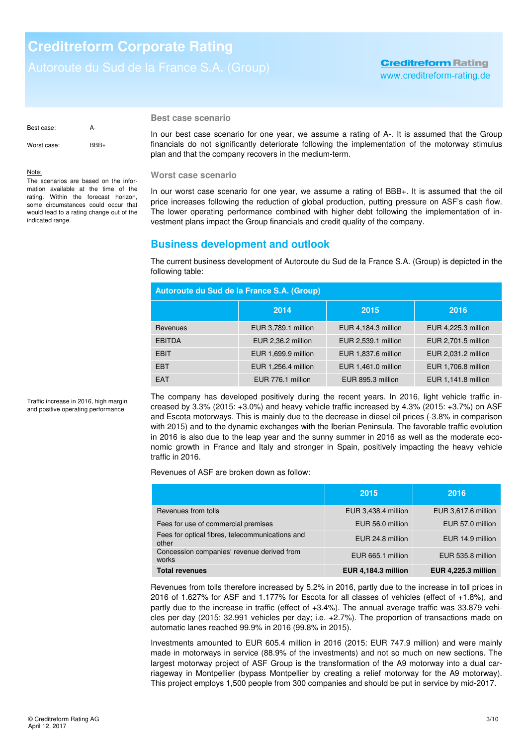Best case: A-

Worst case: BBB+

Note:
The scenarios are based on the information available at the time of the rating. Within the forecast horizon, some circumstances could occur that would lead to a rating change out of the indicated range.

### Best case scenario

In our best case scenario for one year, we assume a rating of A-. It is assumed that the Group financials do not significantly deteriorate following the implementation of the motorway stimulus plan and that the company recovers in the medium-term.

### Worst case scenario

In our worst case scenario for one year, we assume a rating of BBB+. It is assumed that the oil price increases following the reduction of global production, putting pressure on ASF's cash flow. The lower operating performance combined with higher debt following the implementation of investment plans impact the Group financials and credit quality of the company.

## Business development and outlook

The current business development of Autoroute du Sud de la France S.A. (Group) is depicted in the following table:

| Autoroute du Sud de la France S.A. (Group) | 2014 | 2015 | 2016 |
|---|---|---|---|
| Revenues | EUR 3,789.1 million | EUR 4,184.3 million | EUR 4,225.3 million |
| EBITDA | EUR 2,36.2 million | EUR 2,539.1 million | EUR 2,701.5 million |
| EBIT | EUR 1,699.9 million | EUR 1,837.6 million | EUR 2,031.2 million |
| EBT | EUR 1,256.4 million | EUR 1,461.0 million | EUR 1,706.8 million |
| EAT | EUR 776.1 million | EUR 895.3 million | EUR 1,141.8 million |

Traffic increase in 2016, high margin and positive operating performance

The company has developed positively during the recent years. In 2016, light vehicle traffic increased by 3.3% (2015: +3.0%) and heavy vehicle traffic increased by 4.3% (2015: +3.7%) on ASF and Escota motorways. This is mainly due to the decrease in diesel oil prices (-3.8% in comparison with 2015) and to the dynamic exchanges with the Iberian Peninsula. The favorable traffic evolution in 2016 is also due to the leap year and the sunny summer in 2016 as well as the moderate economic growth in France and Italy and stronger in Spain, positively impacting the heavy vehicle traffic in 2016.

Revenues of ASF are broken down as follow:

| | 2015 | 2016 |
|---|---|---|
| Revenues from tolls | EUR 3,438.4 million | EUR 3,617.6 million |
| Fees for use of commercial premises | EUR 56.0 million | EUR 57.0 million |
| Fees for optical fibres, telecommunications and other | EUR 24.8 million | EUR 14.9 million |
| Concession companies' revenue derived from works | EUR 665.1 million | EUR 535.8 million |
| **Total revenues** | **EUR 4,184.3 million** | **EUR 4,225.3 million** |

Revenues from tolls therefore increased by 5.2% in 2016, partly due to the increase in toll prices in 2016 of 1.627% for ASF and 1.177% for Escota for all classes of vehicles (effect of +1.8%), and partly due to the increase in traffic (effect of +3.4%). The annual average traffic was 33.879 vehicles per day (2015: 32.991 vehicles per day; i.e. +2.7%). The proportion of transactions made on automatic lanes reached 99.9% in 2016 (99.8% in 2015).

Investments amounted to EUR 605.4 million in 2016 (2015: EUR 747.9 million) and were mainly made in motorways in service (88.9% of the investments) and not so much on new sections. The largest motorway project of ASF Group is the transformation of the A9 motorway into a dual carriageway in Montpellier (bypass Montpellier by creating a relief motorway for the A9 motorway). This project employs 1,500 people from 300 companies and should be put in service by mid-2017.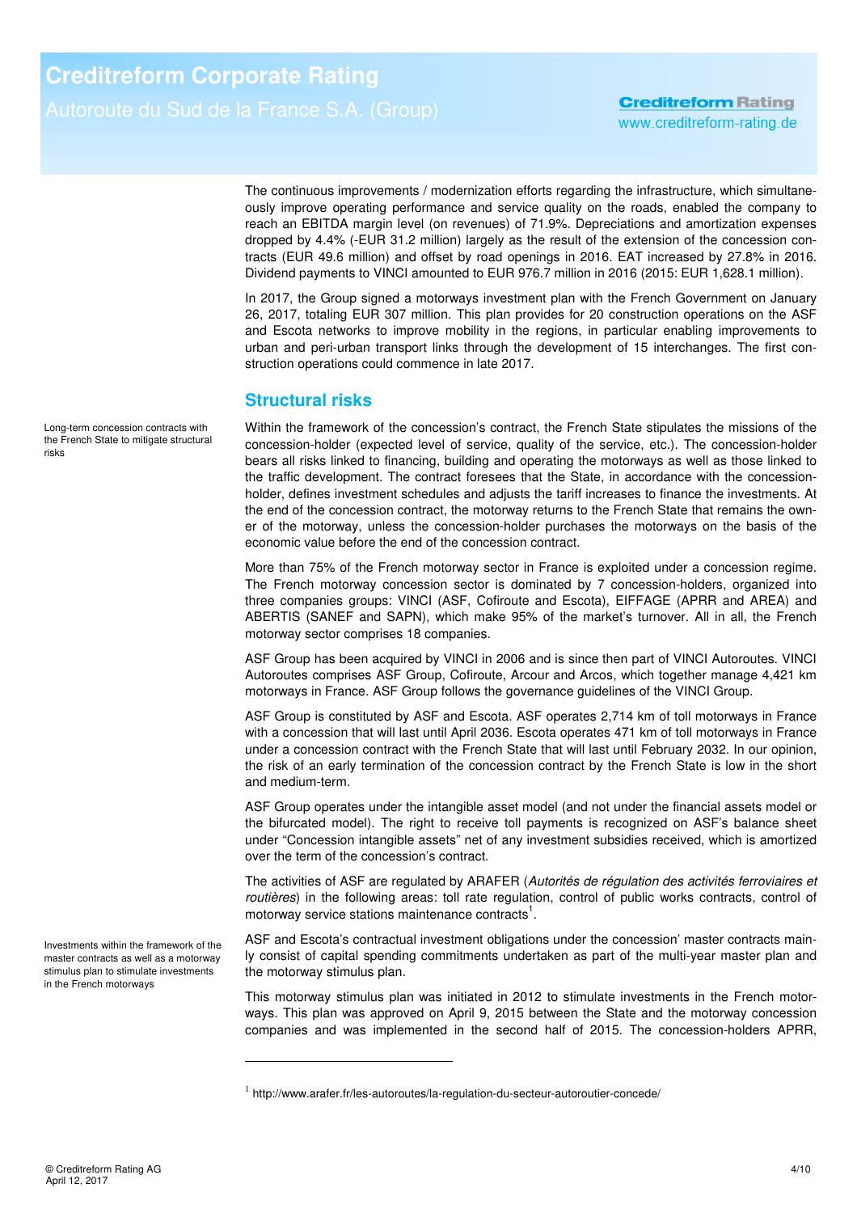The continuous improvements / modernization efforts regarding the infrastructure, which simultaneously improve operating performance and service quality on the roads, enabled the company to reach an EBITDA margin level (on revenues) of 71.9%. Depreciations and amortization expenses dropped by 4.4% (-EUR 31.2 million) largely as the result of the extension of the concession contracts (EUR 49.6 million) and offset by road openings in 2016. EAT increased by 27.8% in 2016. Dividend payments to VINCI amounted to EUR 976.7 million in 2016 (2015: EUR 1,628.1 million).

In 2017, the Group signed a motorways investment plan with the French Government on January 26, 2017, totaling EUR 307 million. This plan provides for 20 construction operations on the ASF and Escota networks to improve mobility in the regions, in particular enabling improvements to urban and peri-urban transport links through the development of 15 interchanges. The first construction operations could commence in late 2017.

## Structural risks

Long-term concession contracts with the French State to mitigate structural risks

Within the framework of the concession's contract, the French State stipulates the missions of the concession-holder (expected level of service, quality of the service, etc.). The concession-holder bears all risks linked to financing, building and operating the motorways as well as those linked to the traffic development. The contract foresees that the State, in accordance with the concession-holder, defines investment schedules and adjusts the tariff increases to finance the investments. At the end of the concession contract, the motorway returns to the French State that remains the owner of the motorway, unless the concession-holder purchases the motorways on the basis of the economic value before the end of the concession contract.

More than 75% of the French motorway sector in France is exploited under a concession regime. The French motorway concession sector is dominated by 7 concession-holders, organized into three companies groups: VINCI (ASF, Cofiroute and Escota), EIFFAGE (APRR and AREA) and ABERTIS (SANEF and SAPN), which make 95% of the market's turnover. All in all, the French motorway sector comprises 18 companies.

ASF Group has been acquired by VINCI in 2006 and is since then part of VINCI Autoroutes. VINCI Autoroutes comprises ASF Group, Cofiroute, Arcour and Arcos, which together manage 4,421 km motorways in France. ASF Group follows the governance guidelines of the VINCI Group.

ASF Group is constituted by ASF and Escota. ASF operates 2,714 km of toll motorways in France with a concession that will last until April 2036. Escota operates 471 km of toll motorways in France under a concession contract with the French State that will last until February 2032. In our opinion, the risk of an early termination of the concession contract by the French State is low in the short and medium-term.

ASF Group operates under the intangible asset model (and not under the financial assets model or the bifurcated model). The right to receive toll payments is recognized on ASF's balance sheet under "Concession intangible assets" net of any investment subsidies received, which is amortized over the term of the concession's contract.

The activities of ASF are regulated by ARAFER (*Autorités de régulation des activités ferroviaires et routières*) in the following areas: toll rate regulation, control of public works contracts, control of motorway service stations maintenance contracts[1].

Investments within the framework of the master contracts as well as a motorway stimulus plan to stimulate investments in the French motorways

ASF and Escota's contractual investment obligations under the concession' master contracts mainly consist of capital spending commitments undertaken as part of the multi-year master plan and the motorway stimulus plan.

This motorway stimulus plan was initiated in 2012 to stimulate investments in the French motorways. This plan was approved on April 9, 2015 between the State and the motorway concession companies and was implemented in the second half of 2015. The concession-holders APRR,

[1] http://www.arafer.fr/les-autoroutes/la-regulation-du-secteur-autoroutier-concede/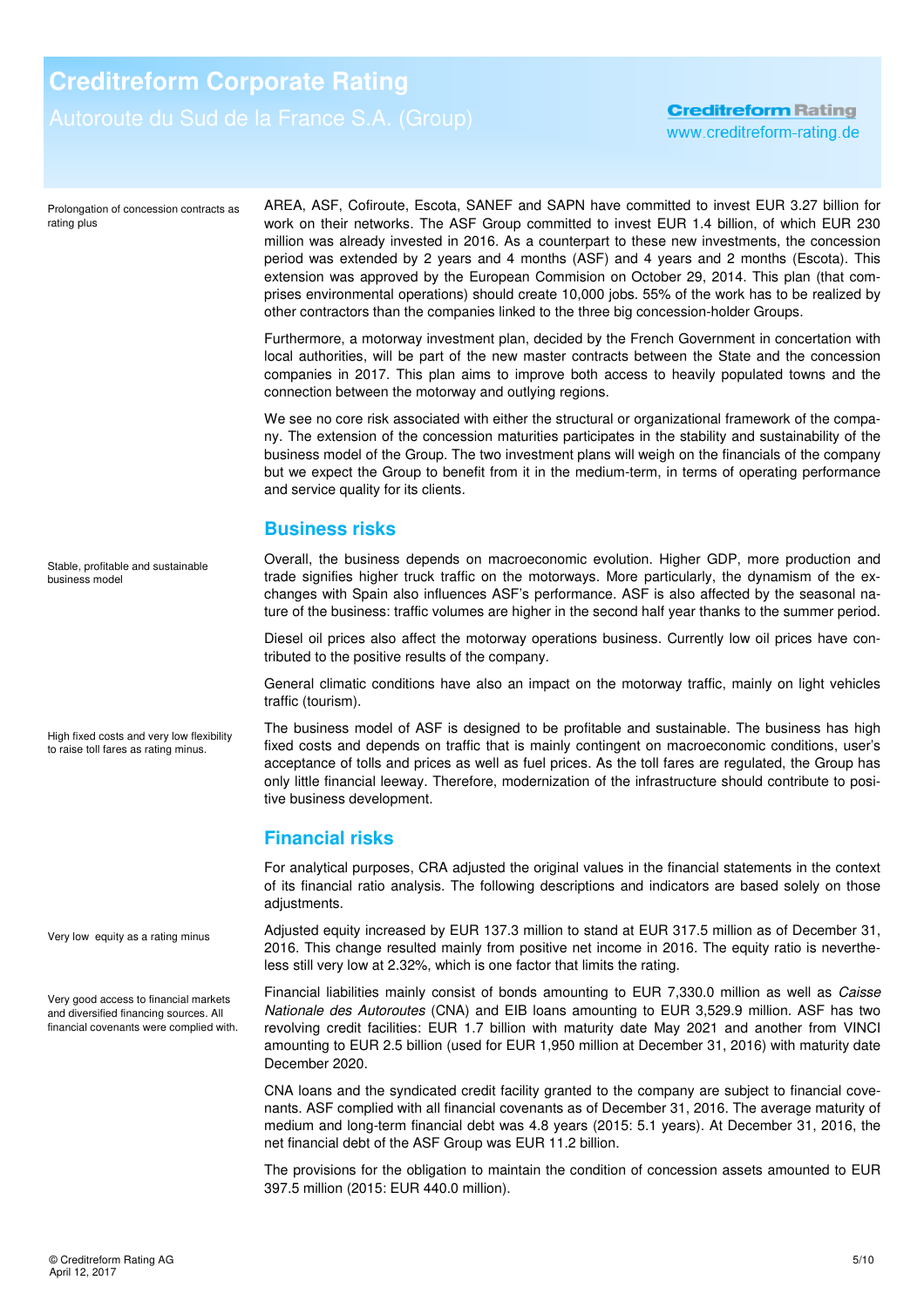Prolongation of concession contracts as rating plus

AREA, ASF, Cofiroute, Escota, SANEF and SAPN have committed to invest EUR 3.27 billion for work on their networks. The ASF Group committed to invest EUR 1.4 billion, of which EUR 230 million was already invested in 2016. As a counterpart to these new investments, the concession period was extended by 2 years and 4 months (ASF) and 4 years and 2 months (Escota). This extension was approved by the European Commision on October 29, 2014. This plan (that comprises environmental operations) should create 10,000 jobs. 55% of the work has to be realized by other contractors than the companies linked to the three big concession-holder Groups.

Furthermore, a motorway investment plan, decided by the French Government in concertation with local authorities, will be part of the new master contracts between the State and the concession companies in 2017. This plan aims to improve both access to heavily populated towns and the connection between the motorway and outlying regions.

We see no core risk associated with either the structural or organizational framework of the company. The extension of the concession maturities participates in the stability and sustainability of the business model of the Group. The two investment plans will weigh on the financials of the company but we expect the Group to benefit from it in the medium-term, in terms of operating performance and service quality for its clients.

## Business risks

Stable, profitable and sustainable business model

Overall, the business depends on macroeconomic evolution. Higher GDP, more production and trade signifies higher truck traffic on the motorways. More particularly, the dynamism of the exchanges with Spain also influences ASF's performance. ASF is also affected by the seasonal nature of the business: traffic volumes are higher in the second half year thanks to the summer period.

Diesel oil prices also affect the motorway operations business. Currently low oil prices have contributed to the positive results of the company.

General climatic conditions have also an impact on the motorway traffic, mainly on light vehicles traffic (tourism).

High fixed costs and very low flexibility to raise toll fares as rating minus.

The business model of ASF is designed to be profitable and sustainable. The business has high fixed costs and depends on traffic that is mainly contingent on macroeconomic conditions, user's acceptance of tolls and prices as well as fuel prices. As the toll fares are regulated, the Group has only little financial leeway. Therefore, modernization of the infrastructure should contribute to positive business development.

## Financial risks

For analytical purposes, CRA adjusted the original values in the financial statements in the context of its financial ratio analysis. The following descriptions and indicators are based solely on those adjustments.

Very low equity as a rating minus

Adjusted equity increased by EUR 137.3 million to stand at EUR 317.5 million as of December 31, 2016. This change resulted mainly from positive net income in 2016. The equity ratio is nevertheless still very low at 2.32%, which is one factor that limits the rating.

Very good access to financial markets and diversified financing sources. All financial covenants were complied with.

Financial liabilities mainly consist of bonds amounting to EUR 7,330.0 million as well as *Caisse Nationale des Autoroutes* (CNA) and EIB loans amounting to EUR 3,529.9 million. ASF has two revolving credit facilities: EUR 1.7 billion with maturity date May 2021 and another from VINCI amounting to EUR 2.5 billion (used for EUR 1,950 million at December 31, 2016) with maturity date December 2020.

CNA loans and the syndicated credit facility granted to the company are subject to financial covenants. ASF complied with all financial covenants as of December 31, 2016. The average maturity of medium and long-term financial debt was 4.8 years (2015: 5.1 years). At December 31, 2016, the net financial debt of the ASF Group was EUR 11.2 billion.

The provisions for the obligation to maintain the condition of concession assets amounted to EUR 397.5 million (2015: EUR 440.0 million).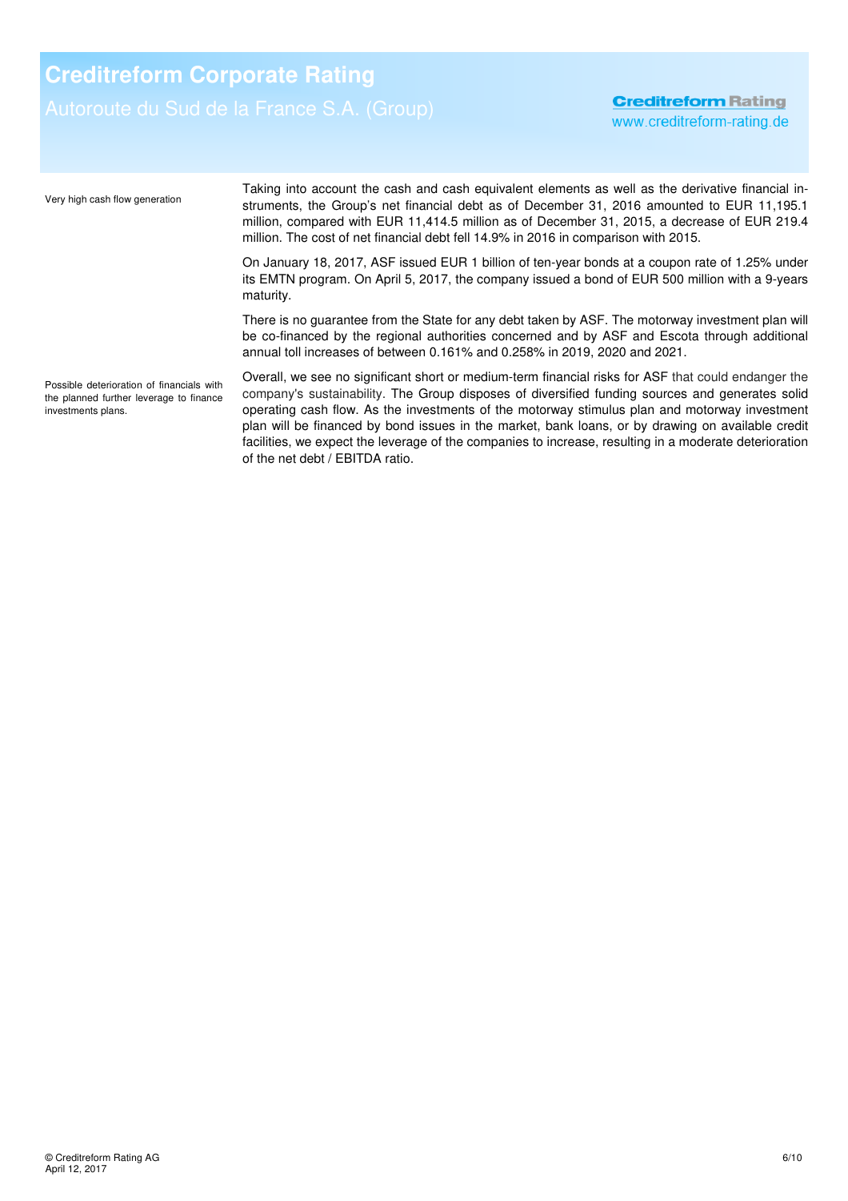Very high cash flow generation

Taking into account the cash and cash equivalent elements as well as the derivative financial instruments, the Group's net financial debt as of December 31, 2016 amounted to EUR 11,195.1 million, compared with EUR 11,414.5 million as of December 31, 2015, a decrease of EUR 219.4 million. The cost of net financial debt fell 14.9% in 2016 in comparison with 2015.

On January 18, 2017, ASF issued EUR 1 billion of ten-year bonds at a coupon rate of 1.25% under its EMTN program. On April 5, 2017, the company issued a bond of EUR 500 million with a 9-years maturity.

There is no guarantee from the State for any debt taken by ASF. The motorway investment plan will be co-financed by the regional authorities concerned and by ASF and Escota through additional annual toll increases of between 0.161% and 0.258% in 2019, 2020 and 2021.

Possible deterioration of financials with the planned further leverage to finance investments plans.

Overall, we see no significant short or medium-term financial risks for ASF that could endanger the company's sustainability. The Group disposes of diversified funding sources and generates solid operating cash flow. As the investments of the motorway stimulus plan and motorway investment plan will be financed by bond issues in the market, bank loans, or by drawing on available credit facilities, we expect the leverage of the companies to increase, resulting in a moderate deterioration of the net debt / EBITDA ratio.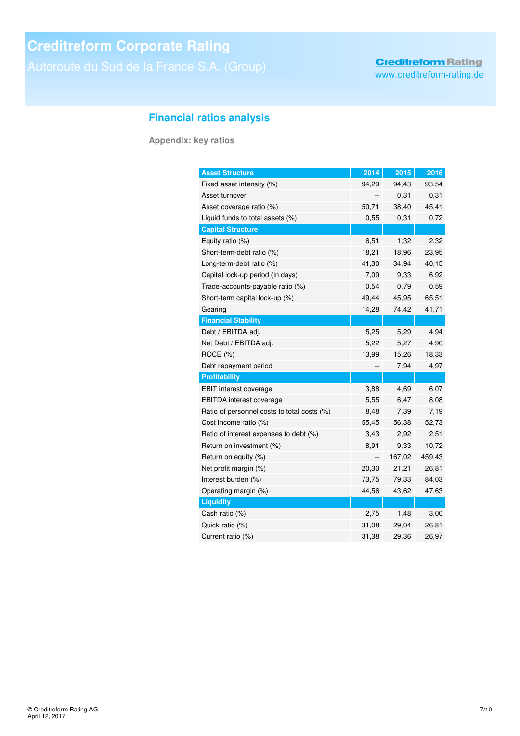## Financial ratios analysis

**Appendix: key ratios**

| Asset Structure | 2014 | 2015 | 2016 |
|---|---|---|---|
| Fixed asset intensity (%) | 94,29 | 94,43 | 93,54 |
| Asset turnover | -- | 0,31 | 0,31 |
| Asset coverage ratio (%) | 50,71 | 38,40 | 45,41 |
| Liquid funds to total assets (%) | 0,55 | 0,31 | 0,72 |
| **Capital Structure** | | | |
| Equity ratio (%) | 6,51 | 1,32 | 2,32 |
| Short-term-debt ratio (%) | 18,21 | 18,96 | 23,95 |
| Long-term-debt ratio (%) | 41,30 | 34,94 | 40,15 |
| Capital lock-up period (in days) | 7,09 | 9,33 | 6,92 |
| Trade-accounts-payable ratio (%) | 0,54 | 0,79 | 0,59 |
| Short-term capital lock-up (%) | 49,44 | 45,95 | 65,51 |
| Gearing | 14,28 | 74,42 | 41,71 |
| **Financial Stability** | | | |
| Debt / EBITDA adj. | 5,25 | 5,29 | 4,94 |
| Net Debt / EBITDA adj. | 5,22 | 5,27 | 4,90 |
| ROCE (%) | 13,99 | 15,26 | 18,33 |
| Debt repayment period | -- | 7,94 | 4,97 |
| **Profitability** | | | |
| EBIT interest coverage | 3,88 | 4,69 | 6,07 |
| EBITDA interest coverage | 5,55 | 6,47 | 8,08 |
| Ratio of personnel costs to total costs (%) | 8,48 | 7,39 | 7,19 |
| Cost income ratio (%) | 55,45 | 56,38 | 52,73 |
| Ratio of interest expenses to debt (%) | 3,43 | 2,92 | 2,51 |
| Return on investment (%) | 8,91 | 9,33 | 10,72 |
| Return on equity (%) | -- | 167,02 | 459,43 |
| Net profit margin (%) | 20,30 | 21,21 | 26,81 |
| Interest burden (%) | 73,75 | 79,33 | 84,03 |
| Operating margin (%) | 44,56 | 43,62 | 47,63 |
| **Liquidity** | | | |
| Cash ratio (%) | 2,75 | 1,48 | 3,00 |
| Quick ratio (%) | 31,08 | 29,04 | 26,81 |
| Current ratio (%) | 31,38 | 29,36 | 26,97 |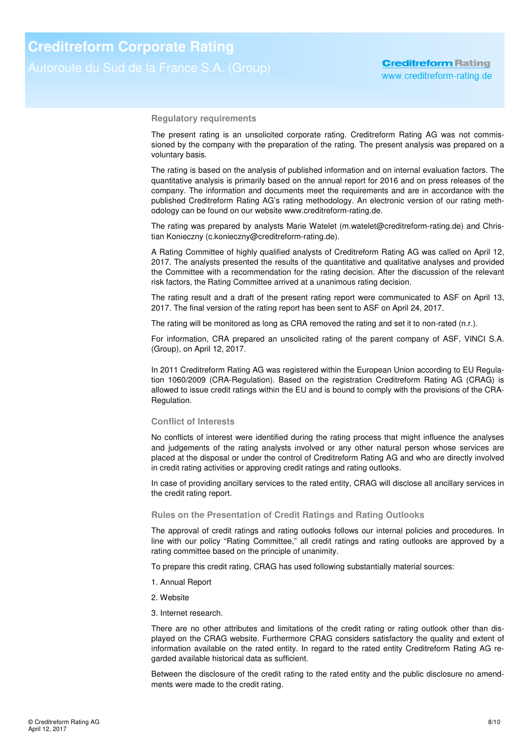## Regulatory requirements

The present rating is an unsolicited corporate rating. Creditreform Rating AG was not commissioned by the company with the preparation of the rating. The present analysis was prepared on a voluntary basis.

The rating is based on the analysis of published information and on internal evaluation factors. The quantitative analysis is primarily based on the annual report for 2016 and on press releases of the company. The information and documents meet the requirements and are in accordance with the published Creditreform Rating AG's rating methodology. An electronic version of our rating methodology can be found on our website www.creditreform-rating.de.

The rating was prepared by analysts Marie Watelet (m.watelet@creditreform-rating.de) and Christian Konieczny (c.konieczny@creditreform-rating.de).

A Rating Committee of highly qualified analysts of Creditreform Rating AG was called on April 12, 2017. The analysts presented the results of the quantitative and qualitative analyses and provided the Committee with a recommendation for the rating decision. After the discussion of the relevant risk factors, the Rating Committee arrived at a unanimous rating decision.

The rating result and a draft of the present rating report were communicated to ASF on April 13, 2017. The final version of the rating report has been sent to ASF on April 24, 2017.

The rating will be monitored as long as CRA removed the rating and set it to non-rated (n.r.).

For information, CRA prepared an unsolicited rating of the parent company of ASF, VINCI S.A. (Group), on April 12, 2017.

In 2011 Creditreform Rating AG was registered within the European Union according to EU Regulation 1060/2009 (CRA-Regulation). Based on the registration Creditreform Rating AG (CRAG) is allowed to issue credit ratings within the EU and is bound to comply with the provisions of the CRA-Regulation.

## Conflict of Interests

No conflicts of interest were identified during the rating process that might influence the analyses and judgements of the rating analysts involved or any other natural person whose services are placed at the disposal or under the control of Creditreform Rating AG and who are directly involved in credit rating activities or approving credit ratings and rating outlooks.

In case of providing ancillary services to the rated entity, CRAG will disclose all ancillary services in the credit rating report.

## Rules on the Presentation of Credit Ratings and Rating Outlooks

The approval of credit ratings and rating outlooks follows our internal policies and procedures. In line with our policy "Rating Committee," all credit ratings and rating outlooks are approved by a rating committee based on the principle of unanimity.

To prepare this credit rating, CRAG has used following substantially material sources:

1. Annual Report
2. Website
3. Internet research.

There are no other attributes and limitations of the credit rating or rating outlook other than displayed on the CRAG website. Furthermore CRAG considers satisfactory the quality and extent of information available on the rated entity. In regard to the rated entity Creditreform Rating AG regarded available historical data as sufficient.

Between the disclosure of the credit rating to the rated entity and the public disclosure no amendments were made to the credit rating.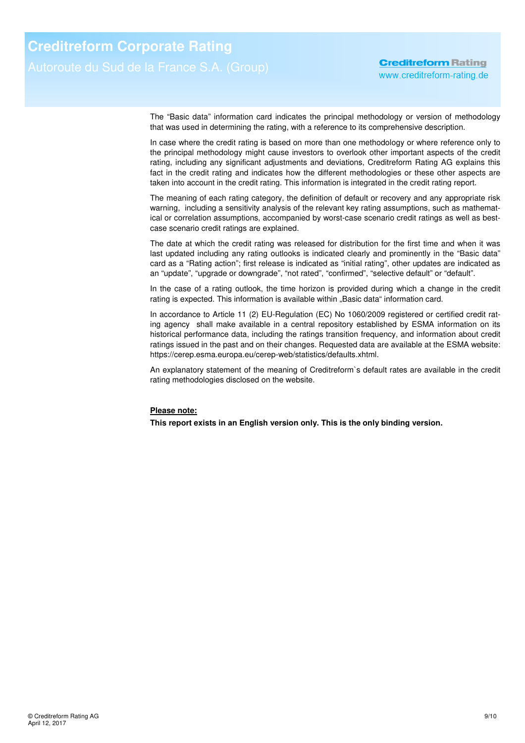The “Basic data” information card indicates the principal methodology or version of methodology that was used in determining the rating, with a reference to its comprehensive description.

In case where the credit rating is based on more than one methodology or where reference only to the principal methodology might cause investors to overlook other important aspects of the credit rating, including any significant adjustments and deviations, Creditreform Rating AG explains this fact in the credit rating and indicates how the different methodologies or these other aspects are taken into account in the credit rating. This information is integrated in the credit rating report.

The meaning of each rating category, the definition of default or recovery and any appropriate risk warning, including a sensitivity analysis of the relevant key rating assumptions, such as mathematical or correlation assumptions, accompanied by worst-case scenario credit ratings as well as best-case scenario credit ratings are explained.

The date at which the credit rating was released for distribution for the first time and when it was last updated including any rating outlooks is indicated clearly and prominently in the “Basic data” card as a “Rating action”; first release is indicated as “initial rating”, other updates are indicated as an “update”, “upgrade or downgrade”, “not rated”, “confirmed”, “selective default” or “default”.

In the case of a rating outlook, the time horizon is provided during which a change in the credit rating is expected. This information is available within „Basic data“ information card.

In accordance to Article 11 (2) EU-Regulation (EC) No 1060/2009 registered or certified credit rating agency shall make available in a central repository established by ESMA information on its historical performance data, including the ratings transition frequency, and information about credit ratings issued in the past and on their changes. Requested data are available at the ESMA website: https://cerep.esma.europa.eu/cerep-web/statistics/defaults.xhtml.

An explanatory statement of the meaning of Creditreform`s default rates are available in the credit rating methodologies disclosed on the website.

**Please note:**

**This report exists in an English version only. This is the only binding version.**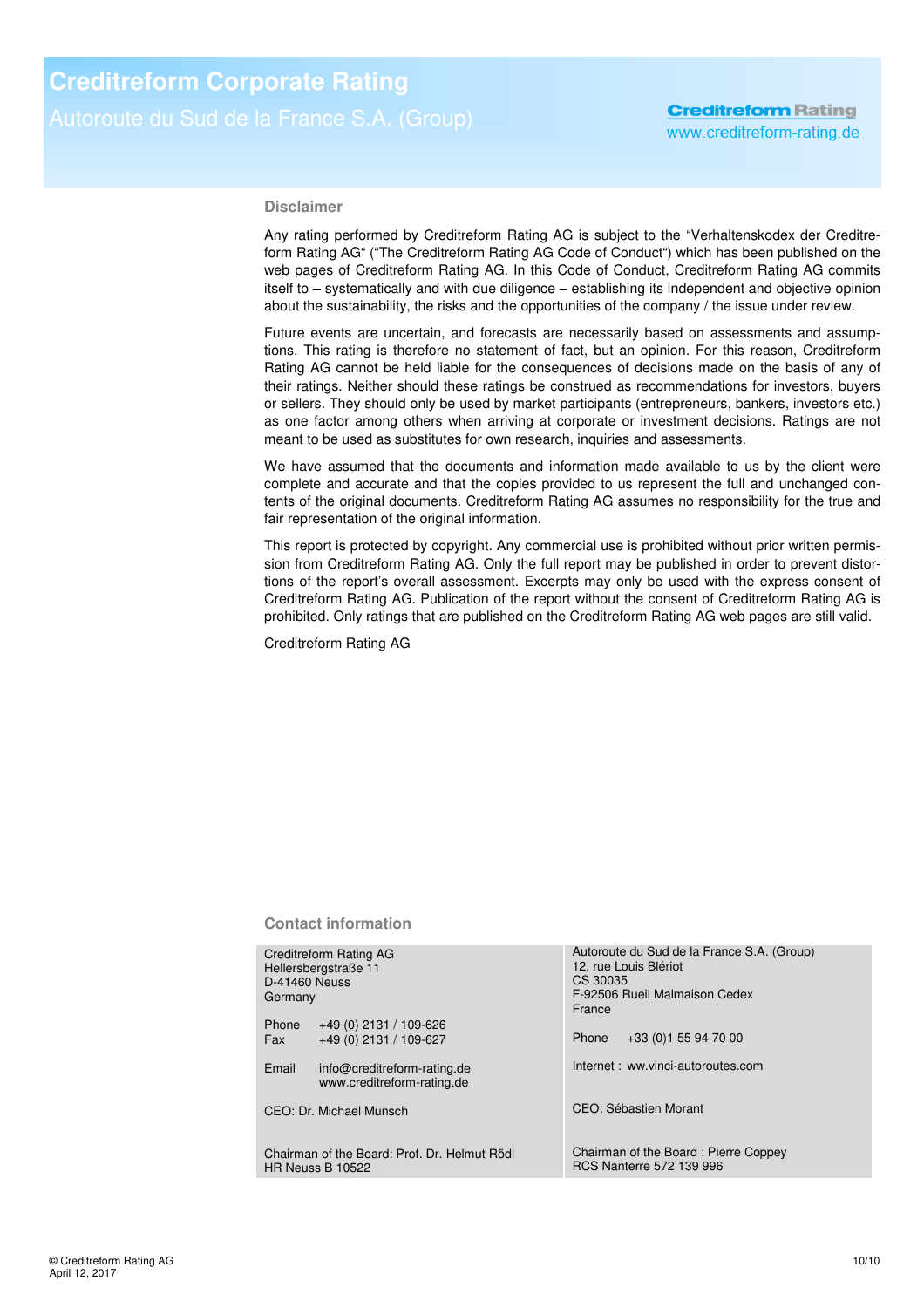## Disclaimer

Any rating performed by Creditreform Rating AG is subject to the "Verhaltenskodex der Creditreform Rating AG" ("The Creditreform Rating AG Code of Conduct") which has been published on the web pages of Creditreform Rating AG. In this Code of Conduct, Creditreform Rating AG commits itself to – systematically and with due diligence – establishing its independent and objective opinion about the sustainability, the risks and the opportunities of the company / the issue under review.

Future events are uncertain, and forecasts are necessarily based on assessments and assumptions. This rating is therefore no statement of fact, but an opinion. For this reason, Creditreform Rating AG cannot be held liable for the consequences of decisions made on the basis of any of their ratings. Neither should these ratings be construed as recommendations for investors, buyers or sellers. They should only be used by market participants (entrepreneurs, bankers, investors etc.) as one factor among others when arriving at corporate or investment decisions. Ratings are not meant to be used as substitutes for own research, inquiries and assessments.

We have assumed that the documents and information made available to us by the client were complete and accurate and that the copies provided to us represent the full and unchanged contents of the original documents. Creditreform Rating AG assumes no responsibility for the true and fair representation of the original information.

This report is protected by copyright. Any commercial use is prohibited without prior written permission from Creditreform Rating AG. Only the full report may be published in order to prevent distortions of the report's overall assessment. Excerpts may only be used with the express consent of Creditreform Rating AG. Publication of the report without the consent of Creditreform Rating AG is prohibited. Only ratings that are published on the Creditreform Rating AG web pages are still valid.

Creditreform Rating AG

## Contact information

| | |
|---|---|
| Creditreform Rating AG<br>Hellersbergstraße 11<br>D-41460 Neuss<br>Germany | Autoroute du Sud de la France S.A. (Group)<br>12, rue Louis Blériot<br>CS 30035<br>F-92506 Rueil Malmaison Cedex<br>France |
| Phone +49 (0) 2131 / 109-626<br>Fax +49 (0) 2131 / 109-627 | Phone +33 (0)1 55 94 70 00 |
| Email info@creditreform-rating.de<br>www.creditreform-rating.de | Internet : ww.vinci-autoroutes.com |
| CEO: Dr. Michael Munsch | CEO: Sébastien Morant |
| Chairman of the Board: Prof. Dr. Helmut Rödl<br>HR Neuss B 10522 | Chairman of the Board : Pierre Coppey<br>RCS Nanterre 572 139 996 |

© Creditreform Rating AG
April 12, 2017